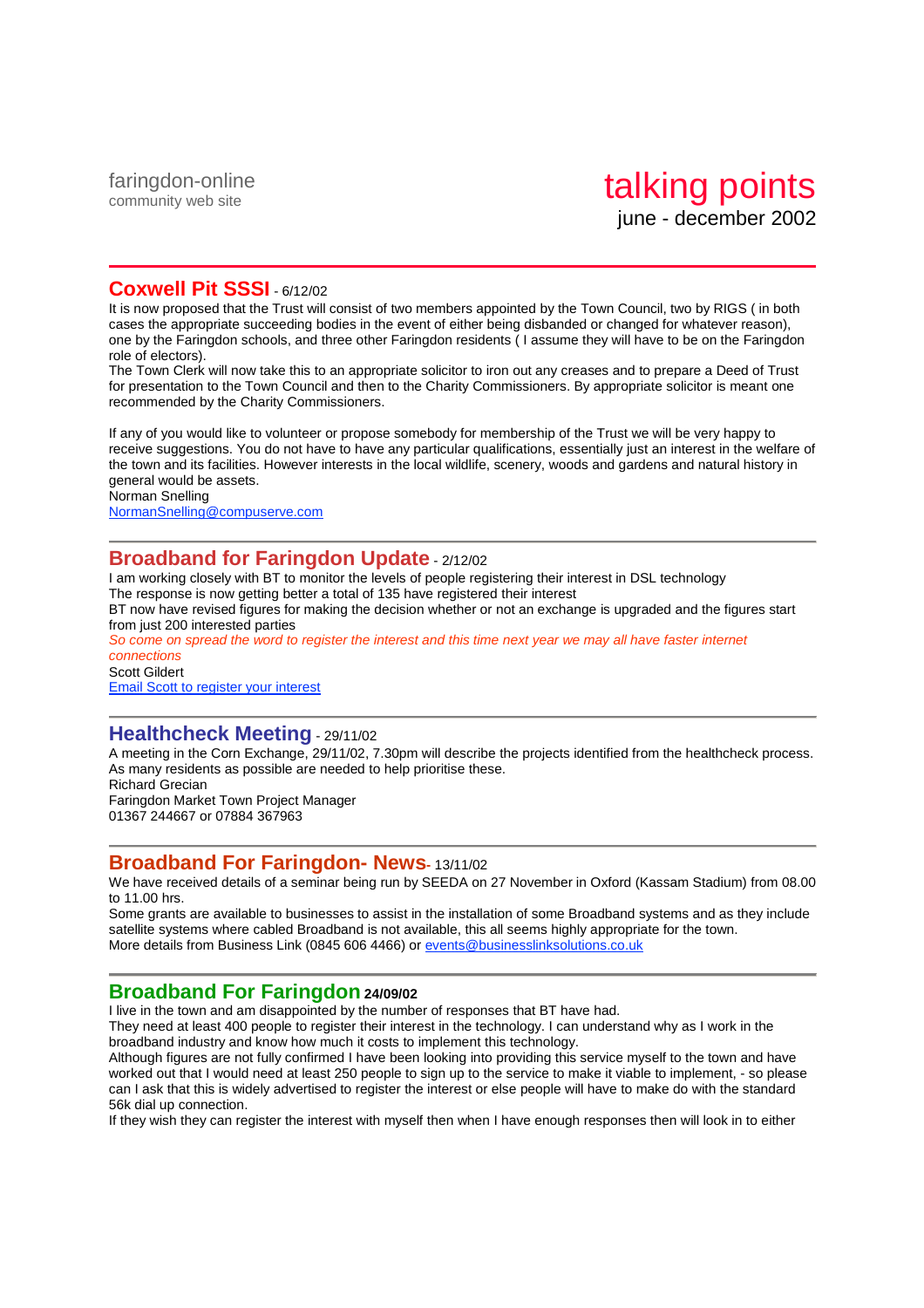faringdon-online
community web site

# talking points

june - december 2002

---

## Coxwell Pit SSSI - 6/12/02

It is now proposed that the Trust will consist of two members appointed by the Town Council, two by RIGS ( in both cases the appropriate succeeding bodies in the event of either being disbanded or changed for whatever reason), one by the Faringdon schools, and three other Faringdon residents ( I assume they will have to be on the Faringdon role of electors).
The Town Clerk will now take this to an appropriate solicitor to iron out any creases and to prepare a Deed of Trust for presentation to the Town Council and then to the Charity Commissioners. By appropriate solicitor is meant one recommended by the Charity Commissioners.

If any of you would like to volunteer or propose somebody for membership of the Trust we will be very happy to receive suggestions. You do not have to have any particular qualifications, essentially just an interest in the welfare of the town and its facilities. However interests in the local wildlife, scenery, woods and gardens and natural history in general would be assets.
Norman Snelling
NormanSnelling@compuserve.com

---

## Broadband for Faringdon Update - 2/12/02

I am working closely with BT to monitor the levels of people registering their interest in DSL technology
The response is now getting better a total of 135 have registered their interest
BT now have revised figures for making the decision whether or not an exchange is upgraded and the figures start from just 200 interested parties
*So come on spread the word to register the interest and this time next year we may all have faster internet connections*
Scott Gildert
Email Scott to register your interest

---

## Healthcheck Meeting - 29/11/02

A meeting in the Corn Exchange, 29/11/02, 7.30pm will describe the projects identified from the healthcheck process. As many residents as possible are needed to help prioritise these.
Richard Grecian
Faringdon Market Town Project Manager
01367 244667 or 07884 367963

---

## Broadband For Faringdon- News- 13/11/02

We have received details of a seminar being run by SEEDA on 27 November in Oxford (Kassam Stadium) from 08.00 to 11.00 hrs.
Some grants are available to businesses to assist in the installation of some Broadband systems and as they include satellite systems where cabled Broadband is not available, this all seems highly appropriate for the town.
More details from Business Link (0845 606 4466) or events@businesslinksolutions.co.uk

---

## Broadband For Faringdon 24/09/02

I live in the town and am disappointed by the number of responses that BT have had.
They need at least 400 people to register their interest in the technology. I can understand why as I work in the broadband industry and know how much it costs to implement this technology.
Although figures are not fully confirmed I have been looking into providing this service myself to the town and have worked out that I would need at least 250 people to sign up to the service to make it viable to implement, - so please can I ask that this is widely advertised to register the interest or else people will have to make do with the standard 56k dial up connection.
If they wish they can register the interest with myself then when I have enough responses then will look in to either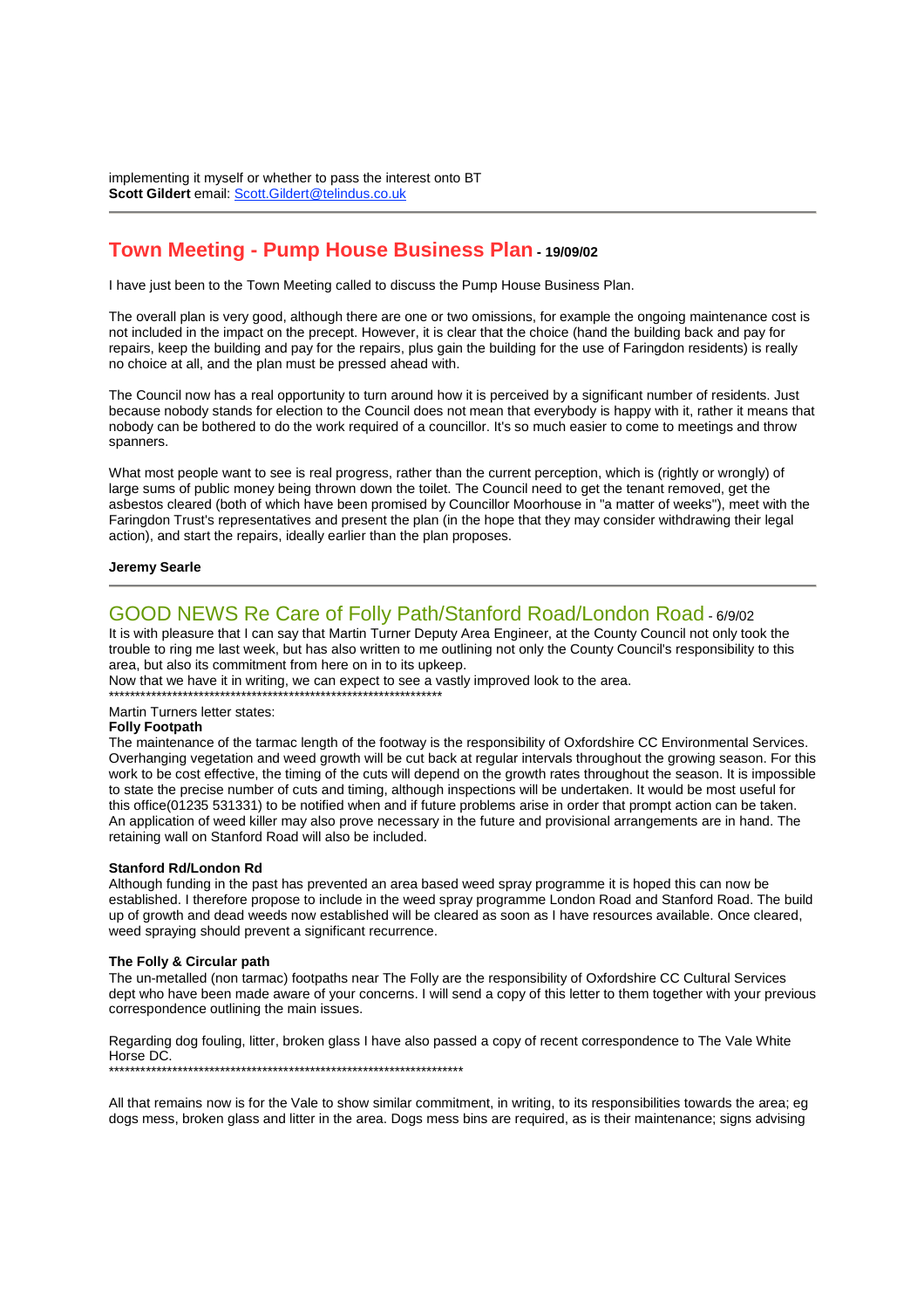implementing it myself or whether to pass the interest onto BT
**Scott Gildert** email: [Scott.Gildert@telindus.co.uk](mailto:Scott.Gildert@telindus.co.uk)

---

## Town Meeting - Pump House Business Plan - 19/09/02

I have just been to the Town Meeting called to discuss the Pump House Business Plan.

The overall plan is very good, although there are one or two omissions, for example the ongoing maintenance cost is not included in the impact on the precept. However, it is clear that the choice (hand the building back and pay for repairs, keep the building and pay for the repairs, plus gain the building for the use of Faringdon residents) is really no choice at all, and the plan must be pressed ahead with.

The Council now has a real opportunity to turn around how it is perceived by a significant number of residents. Just because nobody stands for election to the Council does not mean that everybody is happy with it, rather it means that nobody can be bothered to do the work required of a councillor. It's so much easier to come to meetings and throw spanners.

What most people want to see is real progress, rather than the current perception, which is (rightly or wrongly) of large sums of public money being thrown down the toilet. The Council need to get the tenant removed, get the asbestos cleared (both of which have been promised by Councillor Moorhouse in "a matter of weeks"), meet with the Faringdon Trust's representatives and present the plan (in the hope that they may consider withdrawing their legal action), and start the repairs, ideally earlier than the plan proposes.

**Jeremy Searle**

---

## GOOD NEWS Re Care of Folly Path/Stanford Road/London Road - 6/9/02

It is with pleasure that I can say that Martin Turner Deputy Area Engineer, at the County Council not only took the trouble to ring me last week, but has also written to me outlining not only the County Council's responsibility to this area, but also its commitment from here on in to its upkeep.
Now that we have it in writing, we can expect to see a vastly improved look to the area.
*****************************************************************

Martin Turners letter states:
**Folly Footpath**
The maintenance of the tarmac length of the footway is the responsibility of Oxfordshire CC Environmental Services. Overhanging vegetation and weed growth will be cut back at regular intervals throughout the growing season. For this work to be cost effective, the timing of the cuts will depend on the growth rates throughout the season. It is impossible to state the precise number of cuts and timing, although inspections will be undertaken. It would be most useful for this office(01235 531331) to be notified when and if future problems arise in order that prompt action can be taken. An application of weed killer may also prove necessary in the future and provisional arrangements are in hand. The retaining wall on Stanford Road will also be included.

**Stanford Rd/London Rd**
Although funding in the past has prevented an area based weed spray programme it is hoped this can now be established. I therefore propose to include in the weed spray programme London Road and Stanford Road. The build up of growth and dead weeds now established will be cleared as soon as I have resources available. Once cleared, weed spraying should prevent a significant recurrence.

**The Folly & Circular path**
The un-metalled (non tarmac) footpaths near The Folly are the responsibility of Oxfordshire CC Cultural Services dept who have been made aware of your concerns. I will send a copy of this letter to them together with your previous correspondence outlining the main issues.

Regarding dog fouling, litter, broken glass I have also passed a copy of recent correspondence to The Vale White Horse DC.
**********************************************************************

All that remains now is for the Vale to show similar commitment, in writing, to its responsibilities towards the area; eg dogs mess, broken glass and litter in the area. Dogs mess bins are required, as is their maintenance; signs advising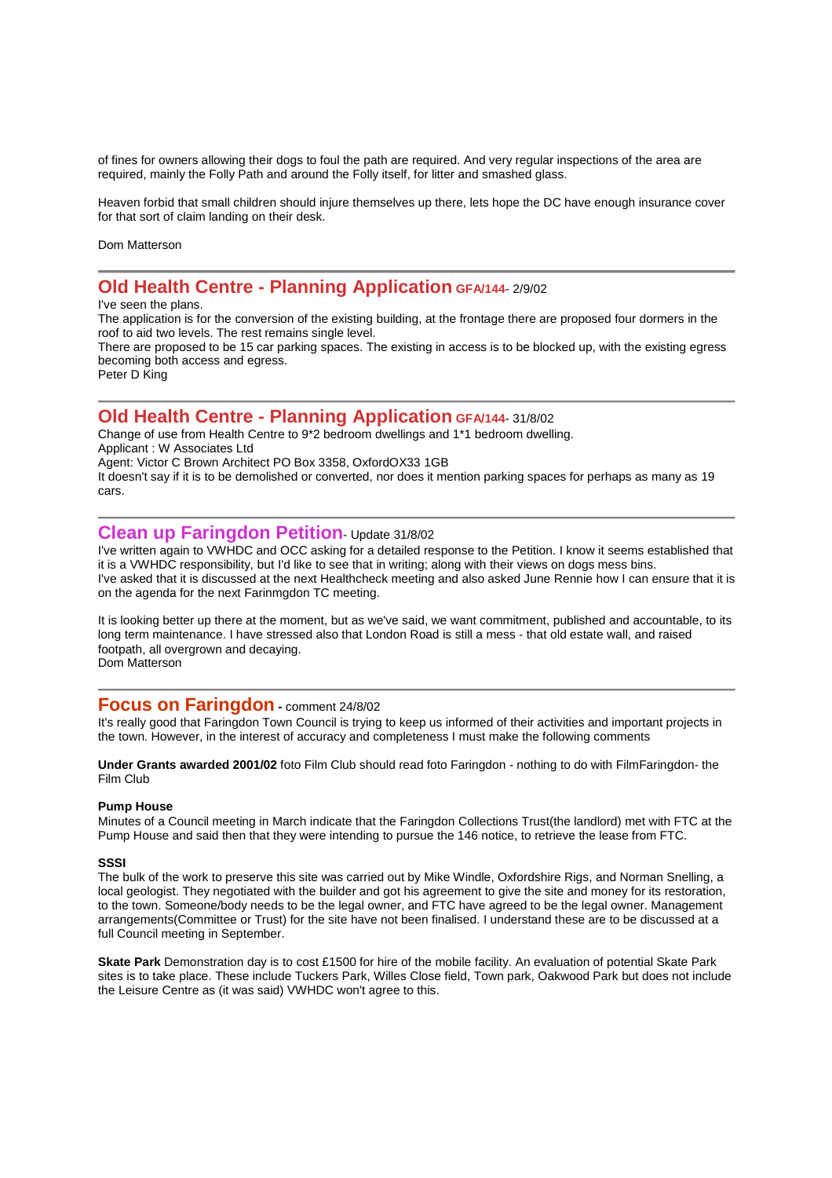of fines for owners allowing their dogs to foul the path are required. And very regular inspections of the area are required, mainly the Folly Path and around the Folly itself, for litter and smashed glass.

Heaven forbid that small children should injure themselves up there, lets hope the DC have enough insurance cover for that sort of claim landing on their desk.

Dom Matterson

---

## Old Health Centre - Planning Application GFA/144- 2/9/02

I've seen the plans.
The application is for the conversion of the existing building, at the frontage there are proposed four dormers in the roof to aid two levels. The rest remains single level.
There are proposed to be 15 car parking spaces. The existing in access is to be blocked up, with the existing egress becoming both access and egress.
Peter D King

---

## Old Health Centre - Planning Application GFA/144- 31/8/02

Change of use from Health Centre to 9*2 bedroom dwellings and 1*1 bedroom dwelling.
Applicant : W Associates Ltd
Agent: Victor C Brown Architect PO Box 3358, OxfordOX33 1GB
It doesn't say if it is to be demolished or converted, nor does it mention parking spaces for perhaps as many as 19 cars.

---

## Clean up Faringdon Petition- Update 31/8/02

I've written again to VWHDC and OCC asking for a detailed response to the Petition. I know it seems established that it is a VWHDC responsibility, but I'd like to see that in writing; along with their views on dogs mess bins.
I've asked that it is discussed at the next Healthcheck meeting and also asked June Rennie how I can ensure that it is on the agenda for the next Farinmgdon TC meeting.

It is looking better up there at the moment, but as we've said, we want commitment, published and accountable, to its long term maintenance. I have stressed also that London Road is still a mess - that old estate wall, and raised footpath, all overgrown and decaying.
Dom Matterson

---

## Focus on Faringdon - comment 24/8/02

It's really good that Faringdon Town Council is trying to keep us informed of their activities and important projects in the town. However, in the interest of accuracy and completeness I must make the following comments

**Under Grants awarded 2001/02** foto Film Club should read foto Faringdon - nothing to do with FilmFaringdon- the Film Club

**Pump House**
Minutes of a Council meeting in March indicate that the Faringdon Collections Trust(the landlord) met with FTC at the Pump House and said then that they were intending to pursue the 146 notice, to retrieve the lease from FTC.

**SSSI**
The bulk of the work to preserve this site was carried out by Mike Windle, Oxfordshire Rigs, and Norman Snelling, a local geologist. They negotiated with the builder and got his agreement to give the site and money for its restoration, to the town. Someone/body needs to be the legal owner, and FTC have agreed to be the legal owner. Management arrangements(Committee or Trust) for the site have not been finalised. I understand these are to be discussed at a full Council meeting in September.

**Skate Park** Demonstration day is to cost £1500 for hire of the mobile facility. An evaluation of potential Skate Park sites is to take place. These include Tuckers Park, Willes Close field, Town park, Oakwood Park but does not include the Leisure Centre as (it was said) VWHDC won't agree to this.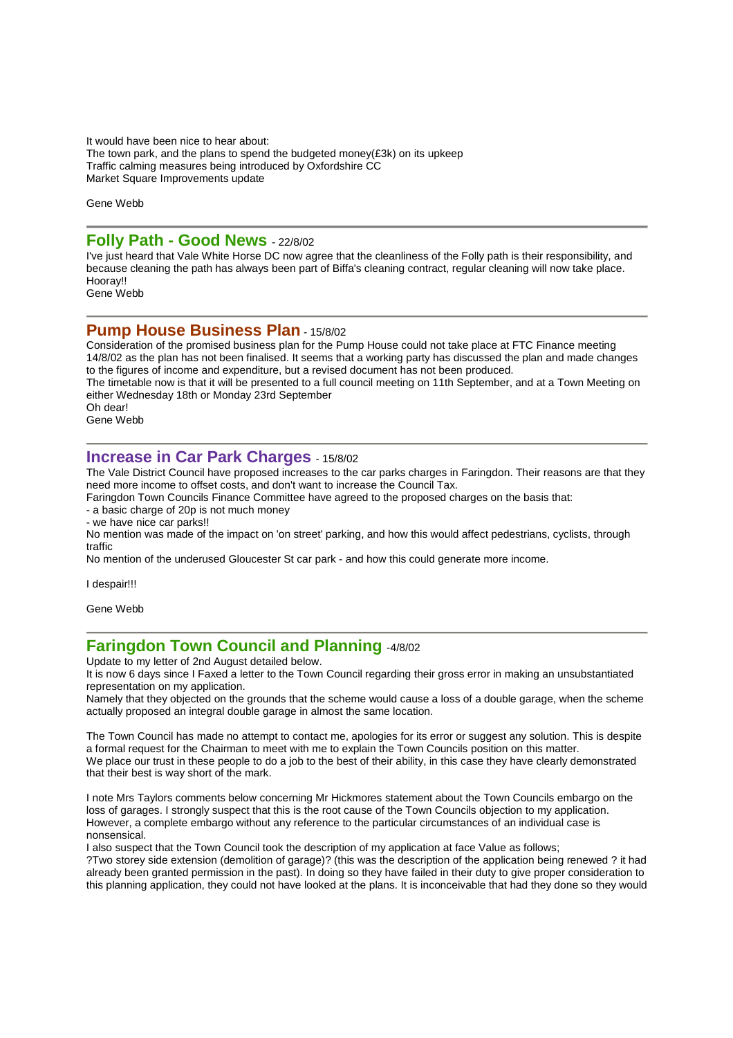It would have been nice to hear about:
The town park, and the plans to spend the budgeted money(£3k) on its upkeep
Traffic calming measures being introduced by Oxfordshire CC
Market Square Improvements update

Gene Webb

---

## Folly Path - Good News - 22/8/02

I've just heard that Vale White Horse DC now agree that the cleanliness of the Folly path is their responsibility, and because cleaning the path has always been part of Biffa's cleaning contract, regular cleaning will now take place. Hooray!!
Gene Webb

---

## Pump House Business Plan - 15/8/02

Consideration of the promised business plan for the Pump House could not take place at FTC Finance meeting 14/8/02 as the plan has not been finalised. It seems that a working party has discussed the plan and made changes to the figures of income and expenditure, but a revised document has not been produced.
The timetable now is that it will be presented to a full council meeting on 11th September, and at a Town Meeting on either Wednesday 18th or Monday 23rd September
Oh dear!
Gene Webb

---

## Increase in Car Park Charges - 15/8/02

The Vale District Council have proposed increases to the car parks charges in Faringdon. Their reasons are that they need more income to offset costs, and don't want to increase the Council Tax.
Faringdon Town Councils Finance Committee have agreed to the proposed charges on the basis that:
- a basic charge of 20p is not much money
- we have nice car parks!!

No mention was made of the impact on 'on street' parking, and how this would affect pedestrians, cyclists, through traffic
No mention of the underused Gloucester St car park - and how this could generate more income.

I despair!!!

Gene Webb

---

## Faringdon Town Council and Planning -4/8/02

Update to my letter of 2nd August detailed below.
It is now 6 days since I Faxed a letter to the Town Council regarding their gross error in making an unsubstantiated representation on my application.
Namely that they objected on the grounds that the scheme would cause a loss of a double garage, when the scheme actually proposed an integral double garage in almost the same location.

The Town Council has made no attempt to contact me, apologies for its error or suggest any solution. This is despite a formal request for the Chairman to meet with me to explain the Town Councils position on this matter.
We place our trust in these people to do a job to the best of their ability, in this case they have clearly demonstrated that their best is way short of the mark.

I note Mrs Taylors comments below concerning Mr Hickmores statement about the Town Councils embargo on the loss of garages. I strongly suspect that this is the root cause of the Town Councils objection to my application. However, a complete embargo without any reference to the particular circumstances of an individual case is nonsensical.
I also suspect that the Town Council took the description of my application at face Value as follows;
?Two storey side extension (demolition of garage)? (this was the description of the application being renewed ? it had already been granted permission in the past). In doing so they have failed in their duty to give proper consideration to this planning application, they could not have looked at the plans. It is inconceivable that had they done so they would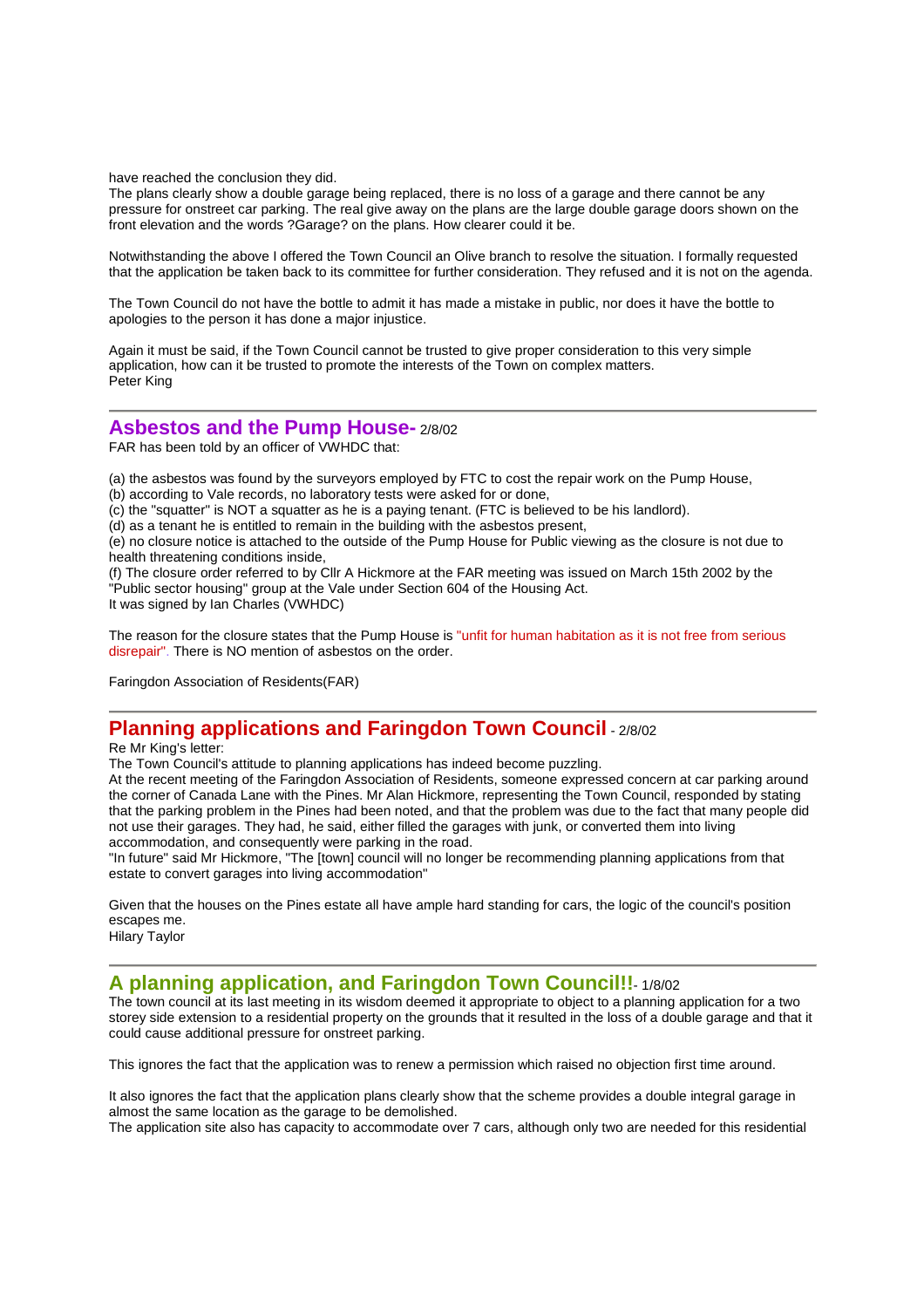have reached the conclusion they did.
The plans clearly show a double garage being replaced, there is no loss of a garage and there cannot be any pressure for onstreet car parking. The real give away on the plans are the large double garage doors shown on the front elevation and the words ?Garage? on the plans. How clearer could it be.

Notwithstanding the above I offered the Town Council an Olive branch to resolve the situation. I formally requested that the application be taken back to its committee for further consideration. They refused and it is not on the agenda.

The Town Council do not have the bottle to admit it has made a mistake in public, nor does it have the bottle to apologies to the person it has done a major injustice.

Again it must be said, if the Town Council cannot be trusted to give proper consideration to this very simple application, how can it be trusted to promote the interests of the Town on complex matters.
Peter King

---

## Asbestos and the Pump House- 2/8/02

FAR has been told by an officer of VWHDC that:

(a) the asbestos was found by the surveyors employed by FTC to cost the repair work on the Pump House,
(b) according to Vale records, no laboratory tests were asked for or done,
(c) the "squatter" is NOT a squatter as he is a paying tenant. (FTC is believed to be his landlord).
(d) as a tenant he is entitled to remain in the building with the asbestos present,
(e) no closure notice is attached to the outside of the Pump House for Public viewing as the closure is not due to health threatening conditions inside,
(f) The closure order referred to by Cllr A Hickmore at the FAR meeting was issued on March 15th 2002 by the "Public sector housing" group at the Vale under Section 604 of the Housing Act.
It was signed by Ian Charles (VWHDC)

The reason for the closure states that the Pump House is "unfit for human habitation as it is not free from serious disrepair". There is NO mention of asbestos on the order.

Faringdon Association of Residents(FAR)

---

## Planning applications and Faringdon Town Council - 2/8/02

Re Mr King's letter:
The Town Council's attitude to planning applications has indeed become puzzling.
At the recent meeting of the Faringdon Association of Residents, someone expressed concern at car parking around the corner of Canada Lane with the Pines. Mr Alan Hickmore, representing the Town Council, responded by stating that the parking problem in the Pines had been noted, and that the problem was due to the fact that many people did not use their garages. They had, he said, either filled the garages with junk, or converted them into living accommodation, and consequently were parking in the road.
"In future" said Mr Hickmore, "The [town] council will no longer be recommending planning applications from that estate to convert garages into living accommodation"

Given that the houses on the Pines estate all have ample hard standing for cars, the logic of the council's position escapes me.
Hilary Taylor

---

## A planning application, and Faringdon Town Council!!- 1/8/02

The town council at its last meeting in its wisdom deemed it appropriate to object to a planning application for a two storey side extension to a residential property on the grounds that it resulted in the loss of a double garage and that it could cause additional pressure for onstreet parking.

This ignores the fact that the application was to renew a permission which raised no objection first time around.

It also ignores the fact that the application plans clearly show that the scheme provides a double integral garage in almost the same location as the garage to be demolished.
The application site also has capacity to accommodate over 7 cars, although only two are needed for this residential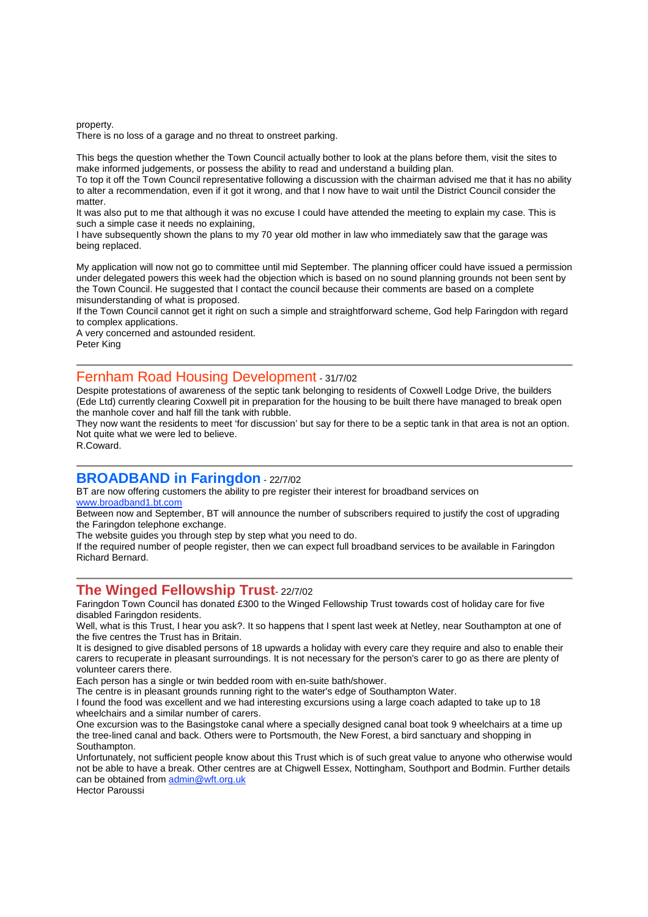property.
There is no loss of a garage and no threat to onstreet parking.

This begs the question whether the Town Council actually bother to look at the plans before them, visit the sites to make informed judgements, or possess the ability to read and understand a building plan.
To top it off the Town Council representative following a discussion with the chairman advised me that it has no ability to alter a recommendation, even if it got it wrong, and that I now have to wait until the District Council consider the matter.
It was also put to me that although it was no excuse I could have attended the meeting to explain my case. This is such a simple case it needs no explaining,
I have subsequently shown the plans to my 70 year old mother in law who immediately saw that the garage was being replaced.

My application will now not go to committee until mid September. The planning officer could have issued a permission under delegated powers this week had the objection which is based on no sound planning grounds not been sent by the Town Council. He suggested that I contact the council because their comments are based on a complete misunderstanding of what is proposed.
If the Town Council cannot get it right on such a simple and straightforward scheme, God help Faringdon with regard to complex applications.
A very concerned and astounded resident.
Peter King

---

## Fernham Road Housing Development - 31/7/02

Despite protestations of awareness of the septic tank belonging to residents of Coxwell Lodge Drive, the builders (Ede Ltd) currently clearing Coxwell pit in preparation for the housing to be built there have managed to break open the manhole cover and half fill the tank with rubble.
They now want the residents to meet 'for discussion' but say for there to be a septic tank in that area is not an option.
Not quite what we were led to believe.
R.Coward.

---

## **BROADBAND in Faringdon** - 22/7/02

BT are now offering customers the ability to pre register their interest for broadband services on
www.broadband1.bt.com
Between now and September, BT will announce the number of subscribers required to justify the cost of upgrading the Faringdon telephone exchange.
The website guides you through step by step what you need to do.
If the required number of people register, then we can expect full broadband services to be available in Faringdon
Richard Bernard.

---

## **The Winged Fellowship Trust**- 22/7/02

Faringdon Town Council has donated £300 to the Winged Fellowship Trust towards cost of holiday care for five disabled Faringdon residents.
Well, what is this Trust, I hear you ask?. It so happens that I spent last week at Netley, near Southampton at one of the five centres the Trust has in Britain.
It is designed to give disabled persons of 18 upwards a holiday with every care they require and also to enable their carers to recuperate in pleasant surroundings. It is not necessary for the person's carer to go as there are plenty of volunteer carers there.
Each person has a single or twin bedded room with en-suite bath/shower.
The centre is in pleasant grounds running right to the water's edge of Southampton Water.
I found the food was excellent and we had interesting excursions using a large coach adapted to take up to 18 wheelchairs and a similar number of carers.
One excursion was to the Basingstoke canal where a specially designed canal boat took 9 wheelchairs at a time up the tree-lined canal and back. Others were to Portsmouth, the New Forest, a bird sanctuary and shopping in Southampton.
Unfortunately, not sufficient people know about this Trust which is of such great value to anyone who otherwise would not be able to have a break. Other centres are at Chigwell Essex, Nottingham, Southport and Bodmin. Further details can be obtained from admin@wft.org.uk
Hector Paroussi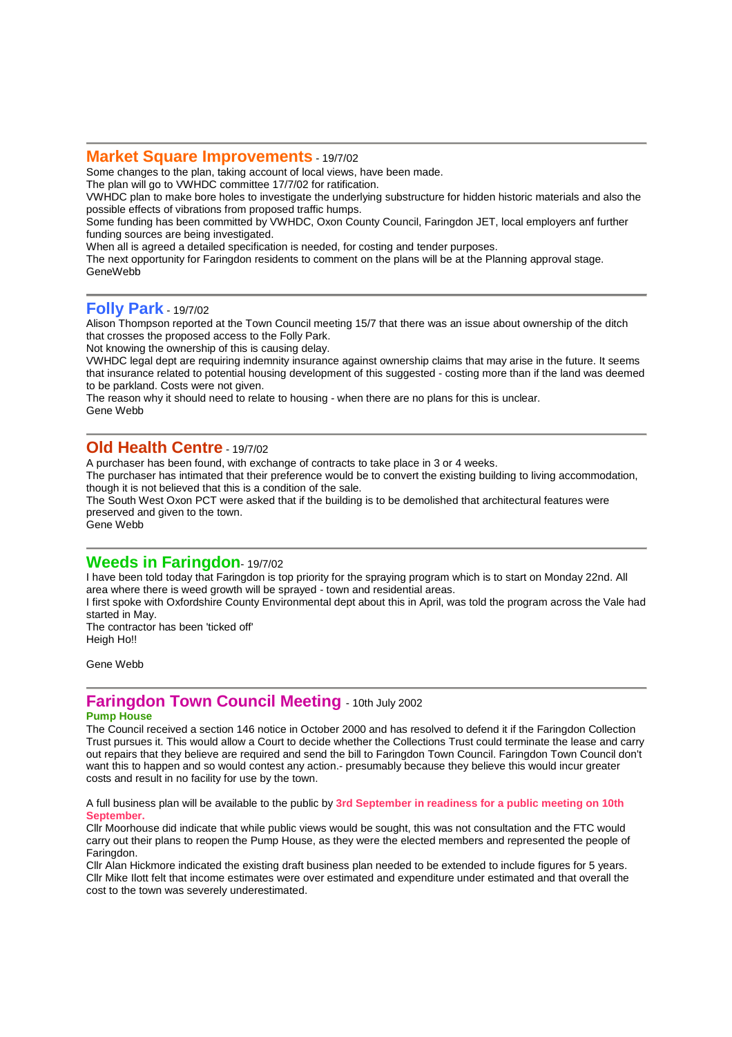---

## Market Square Improvements - 19/7/02

Some changes to the plan, taking account of local views, have been made.
The plan will go to VWHDC committee 17/7/02 for ratification.
VWHDC plan to make bore holes to investigate the underlying substructure for hidden historic materials and also the possible effects of vibrations from proposed traffic humps.
Some funding has been committed by VWHDC, Oxon County Council, Faringdon JET, local employers anf further funding sources are being investigated.
When all is agreed a detailed specification is needed, for costing and tender purposes.
The next opportunity for Faringdon residents to comment on the plans will be at the Planning approval stage.
GeneWebb

---

## Folly Park - 19/7/02

Alison Thompson reported at the Town Council meeting 15/7 that there was an issue about ownership of the ditch that crosses the proposed access to the Folly Park.
Not knowing the ownership of this is causing delay.
VWHDC legal dept are requiring indemnity insurance against ownership claims that may arise in the future. It seems that insurance related to potential housing development of this suggested - costing more than if the land was deemed to be parkland. Costs were not given.
The reason why it should need to relate to housing - when there are no plans for this is unclear.
Gene Webb

---

## Old Health Centre - 19/7/02

A purchaser has been found, with exchange of contracts to take place in 3 or 4 weeks.
The purchaser has intimated that their preference would be to convert the existing building to living accommodation, though it is not believed that this is a condition of the sale.
The South West Oxon PCT were asked that if the building is to be demolished that architectural features were preserved and given to the town.
Gene Webb

---

## Weeds in Faringdon- 19/7/02

I have been told today that Faringdon is top priority for the spraying program which is to start on Monday 22nd. All area where there is weed growth will be sprayed - town and residential areas.
I first spoke with Oxfordshire County Environmental dept about this in April, was told the program across the Vale had started in May.
The contractor has been 'ticked off'
Heigh Ho!!

Gene Webb

---

## Faringdon Town Council Meeting - 10th July 2002

### Pump House

The Council received a section 146 notice in October 2000 and has resolved to defend it if the Faringdon Collection Trust pursues it. This would allow a Court to decide whether the Collections Trust could terminate the lease and carry out repairs that they believe are required and send the bill to Faringdon Town Council. Faringdon Town Council don't want this to happen and so would contest any action.- presumably because they believe this would incur greater costs and result in no facility for use by the town.

A full business plan will be available to the public by **3rd September in readiness for a public meeting on 10th September.**
Cllr Moorhouse did indicate that while public views would be sought, this was not consultation and the FTC would carry out their plans to reopen the Pump House, as they were the elected members and represented the people of Faringdon.
Cllr Alan Hickmore indicated the existing draft business plan needed to be extended to include figures for 5 years.
Cllr Mike Ilott felt that income estimates were over estimated and expenditure under estimated and that overall the cost to the town was severely underestimated.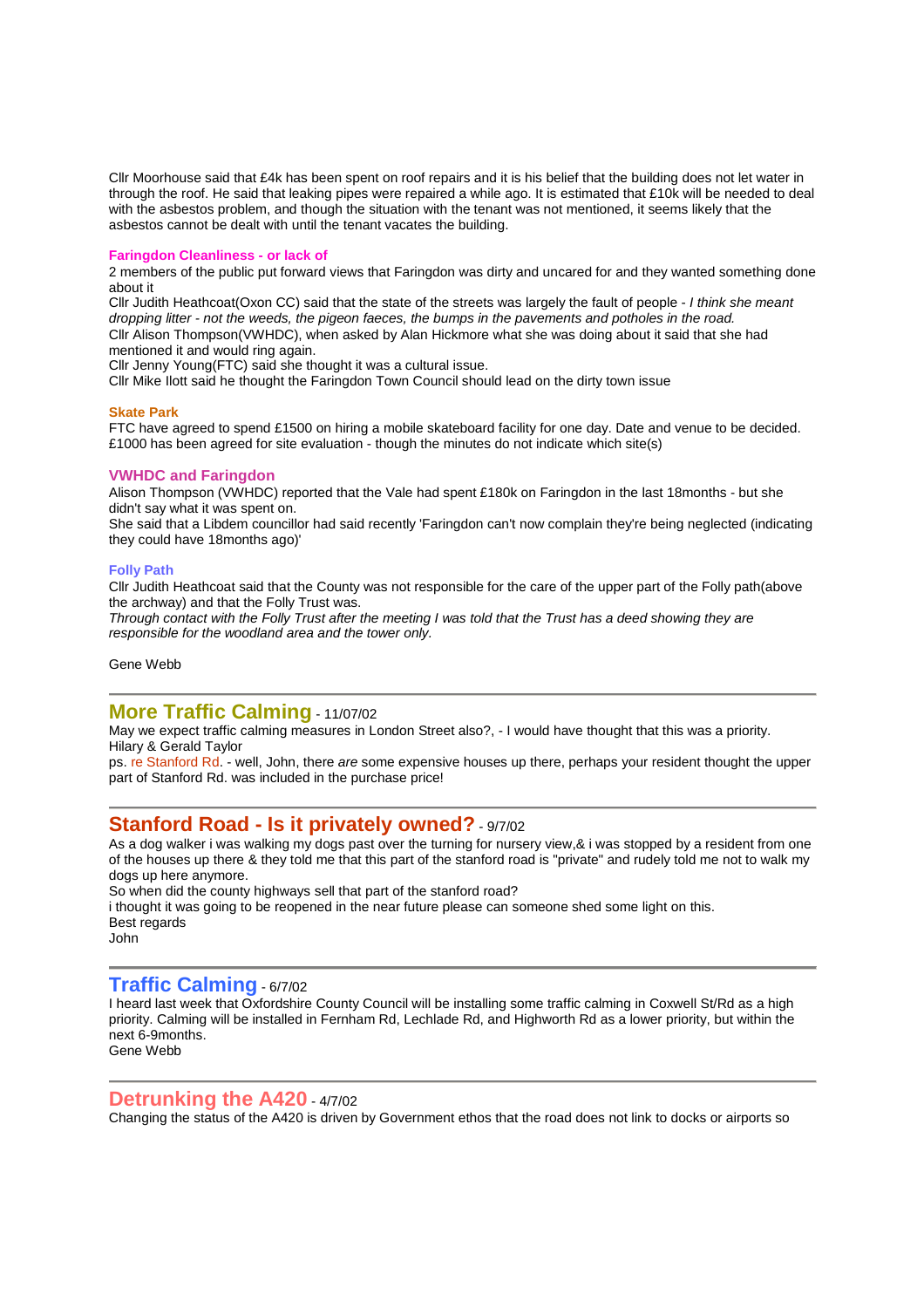Cllr Moorhouse said that £4k has been spent on roof repairs and it is his belief that the building does not let water in through the roof. He said that leaking pipes were repaired a while ago. It is estimated that £10k will be needed to deal with the asbestos problem, and though the situation with the tenant was not mentioned, it seems likely that the asbestos cannot be dealt with until the tenant vacates the building.

**Faringdon Cleanliness - or lack of**

2 members of the public put forward views that Faringdon was dirty and uncared for and they wanted something done about it

Cllr Judith Heathcoat(Oxon CC) said that the state of the streets was largely the fault of people - *I think she meant dropping litter - not the weeds, the pigeon faeces, the bumps in the pavements and potholes in the road.*

Cllr Alison Thompson(VWHDC), when asked by Alan Hickmore what she was doing about it said that she had mentioned it and would ring again.

Cllr Jenny Young(FTC) said she thought it was a cultural issue.

Cllr Mike Ilott said he thought the Faringdon Town Council should lead on the dirty town issue

**Skate Park**

FTC have agreed to spend £1500 on hiring a mobile skateboard facility for one day. Date and venue to be decided. £1000 has been agreed for site evaluation - though the minutes do not indicate which site(s)

**VWHDC and Faringdon**

Alison Thompson (VWHDC) reported that the Vale had spent £180k on Faringdon in the last 18months - but she didn't say what it was spent on.

She said that a Libdem councillor had said recently 'Faringdon can't now complain they're being neglected (indicating they could have 18months ago)'

**Folly Path**

Cllr Judith Heathcoat said that the County was not responsible for the care of the upper part of the Folly path(above the archway) and that the Folly Trust was.

*Through contact with the Folly Trust after the meeting I was told that the Trust has a deed showing they are responsible for the woodland area and the tower only.*

Gene Webb

---

## More Traffic Calming - 11/07/02

May we expect traffic calming measures in London Street also?, - I would have thought that this was a priority.
Hilary & Gerald Taylor

ps. re Stanford Rd. - well, John, there *are* some expensive houses up there, perhaps your resident thought the upper part of Stanford Rd. was included in the purchase price!

---

## Stanford Road - Is it privately owned? - 9/7/02

As a dog walker i was walking my dogs past over the turning for nursery view,& i was stopped by a resident from one of the houses up there & they told me that this part of the stanford road is "private" and rudely told me not to walk my dogs up here anymore.

So when did the county highways sell that part of the stanford road?

i thought it was going to be reopened in the near future please can someone shed some light on this.

Best regards
John

---

## Traffic Calming - 6/7/02

I heard last week that Oxfordshire County Council will be installing some traffic calming in Coxwell St/Rd as a high priority. Calming will be installed in Fernham Rd, Lechlade Rd, and Highworth Rd as a lower priority, but within the next 6-9months.
Gene Webb

---

## Detrunking the A420 - 4/7/02

Changing the status of the A420 is driven by Government ethos that the road does not link to docks or airports so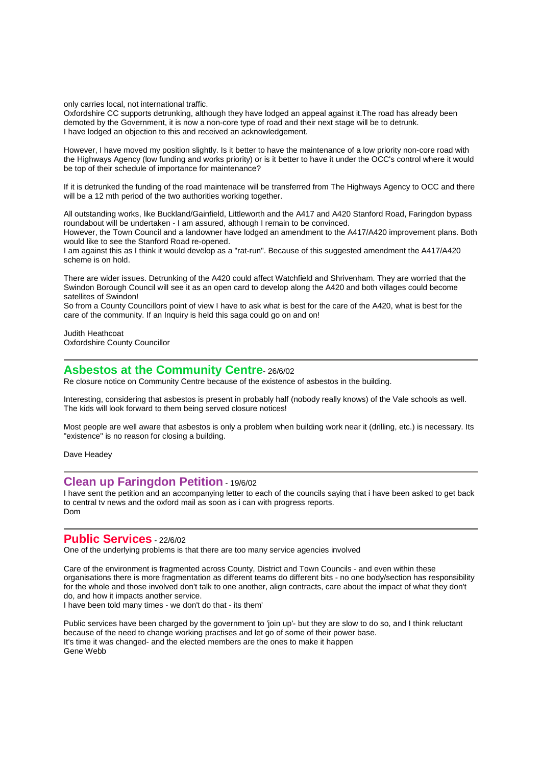only carries local, not international traffic.
Oxfordshire CC supports detrunking, although they have lodged an appeal against it.The road has already been demoted by the Government, it is now a non-core type of road and their next stage will be to detrunk.
I have lodged an objection to this and received an acknowledgement.

However, I have moved my position slightly. Is it better to have the maintenance of a low priority non-core road with the Highways Agency (low funding and works priority) or is it better to have it under the OCC's control where it would be top of their schedule of importance for maintenance?

If it is detrunked the funding of the road maintenace will be transferred from The Highways Agency to OCC and there will be a 12 mth period of the two authorities working together.

All outstanding works, like Buckland/Gainfield, Littleworth and the A417 and A420 Stanford Road, Faringdon bypass roundabout will be undertaken - I am assured, although I remain to be convinced.
However, the Town Council and a landowner have lodged an amendment to the A417/A420 improvement plans. Both would like to see the Stanford Road re-opened.
I am against this as I think it would develop as a "rat-run". Because of this suggested amendment the A417/A420 scheme is on hold.

There are wider issues. Detrunking of the A420 could affect Watchfield and Shrivenham. They are worried that the Swindon Borough Council will see it as an open card to develop along the A420 and both villages could become satellites of Swindon!
So from a County Councillors point of view I have to ask what is best for the care of the A420, what is best for the care of the community. If an Inquiry is held this saga could go on and on!

Judith Heathcoat
Oxfordshire County Councillor

---

## Asbestos at the Community Centre - 26/6/02

Re closure notice on Community Centre because of the existence of asbestos in the building.

Interesting, considering that asbestos is present in probably half (nobody really knows) of the Vale schools as well. The kids will look forward to them being served closure notices!

Most people are well aware that asbestos is only a problem when building work near it (drilling, etc.) is necessary. Its "existence" is no reason for closing a building.

Dave Headey

---

## Clean up Faringdon Petition - 19/6/02

I have sent the petition and an accompanying letter to each of the councils saying that i have been asked to get back to central tv news and the oxford mail as soon as i can with progress reports.
Dom

---

## Public Services - 22/6/02

One of the underlying problems is that there are too many service agencies involved

Care of the environment is fragmented across County, District and Town Councils - and even within these organisations there is more fragmentation as different teams do different bits - no one body/section has responsibility for the whole and those involved don't talk to one another, align contracts, care about the impact of what they don't do, and how it impacts another service.
I have been told many times - we don't do that - its them'

Public services have been charged by the government to 'join up'- but they are slow to do so, and I think reluctant because of the need to change working practises and let go of some of their power base.
It's time it was changed- and the elected members are the ones to make it happen
Gene Webb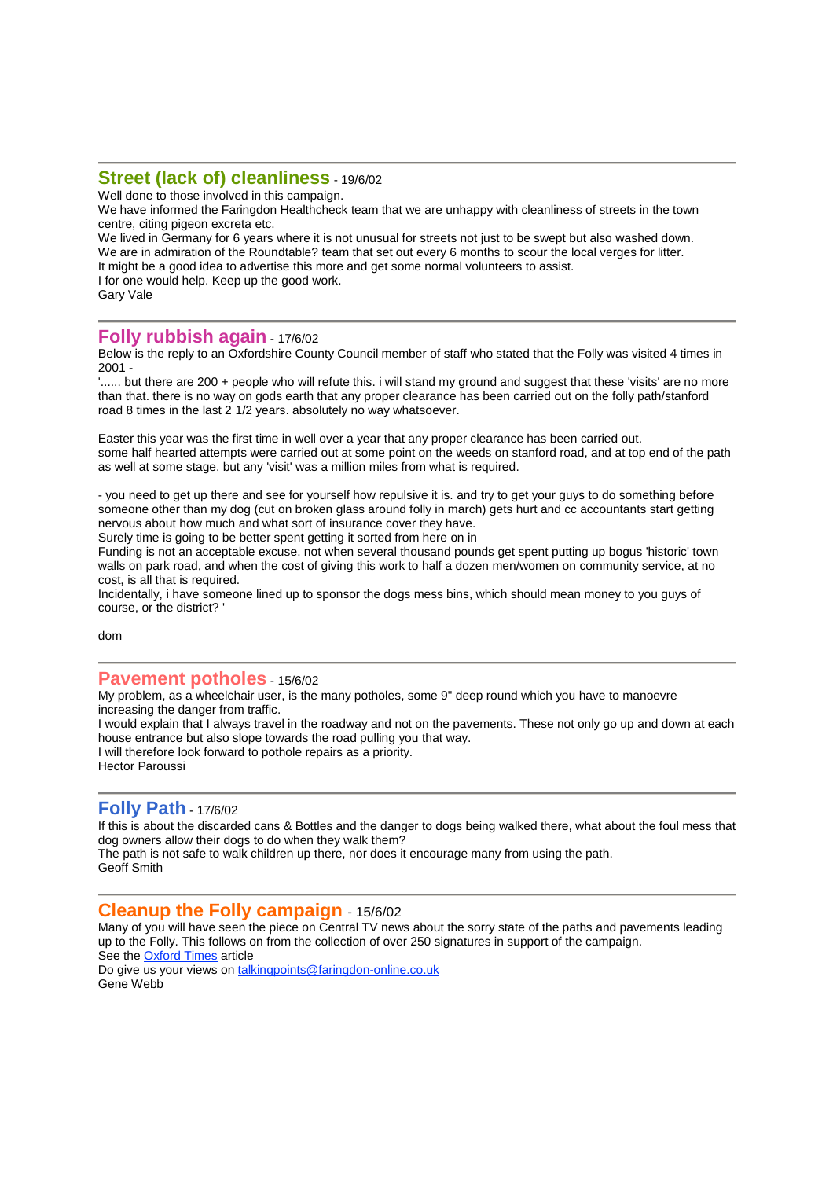---

## Street (lack of) cleanliness - 19/6/02

Well done to those involved in this campaign.
We have informed the Faringdon Healthcheck team that we are unhappy with cleanliness of streets in the town centre, citing pigeon excreta etc.
We lived in Germany for 6 years where it is not unusual for streets not just to be swept but also washed down.
We are in admiration of the Roundtable? team that set out every 6 months to scour the local verges for litter.
It might be a good idea to advertise this more and get some normal volunteers to assist.
I for one would help. Keep up the good work.
Gary Vale

---

## Folly rubbish again - 17/6/02

Below is the reply to an Oxfordshire County Council member of staff who stated that the Folly was visited 4 times in 2001 -
'...... but there are 200 + people who will refute this. i will stand my ground and suggest that these 'visits' are no more than that. there is no way on gods earth that any proper clearance has been carried out on the folly path/stanford road 8 times in the last 2 1/2 years. absolutely no way whatsoever.

Easter this year was the first time in well over a year that any proper clearance has been carried out.
some half hearted attempts were carried out at some point on the weeds on stanford road, and at top end of the path as well at some stage, but any 'visit' was a million miles from what is required.

- you need to get up there and see for yourself how repulsive it is. and try to get your guys to do something before someone other than my dog (cut on broken glass around folly in march) gets hurt and cc accountants start getting nervous about how much and what sort of insurance cover they have.
Surely time is going to be better spent getting it sorted from here on in
Funding is not an acceptable excuse. not when several thousand pounds get spent putting up bogus 'historic' town walls on park road, and when the cost of giving this work to half a dozen men/women on community service, at no cost, is all that is required.
Incidentally, i have someone lined up to sponsor the dogs mess bins, which should mean money to you guys of course, or the district? '

dom

---

## Pavement potholes - 15/6/02

My problem, as a wheelchair user, is the many potholes, some 9" deep round which you have to manoevre increasing the danger from traffic.
I would explain that I always travel in the roadway and not on the pavements. These not only go up and down at each house entrance but also slope towards the road pulling you that way.
I will therefore look forward to pothole repairs as a priority.
Hector Paroussi

---

## Folly Path - 17/6/02

If this is about the discarded cans & Bottles and the danger to dogs being walked there, what about the foul mess that dog owners allow their dogs to do when they walk them?
The path is not safe to walk children up there, nor does it encourage many from using the path.
Geoff Smith

---

## Cleanup the Folly campaign - 15/6/02

Many of you will have seen the piece on Central TV news about the sorry state of the paths and pavements leading up to the Folly. This follows on from the collection of over 250 signatures in support of the campaign.
See the Oxford Times article
Do give us your views on talkingpoints@faringdon-online.co.uk
Gene Webb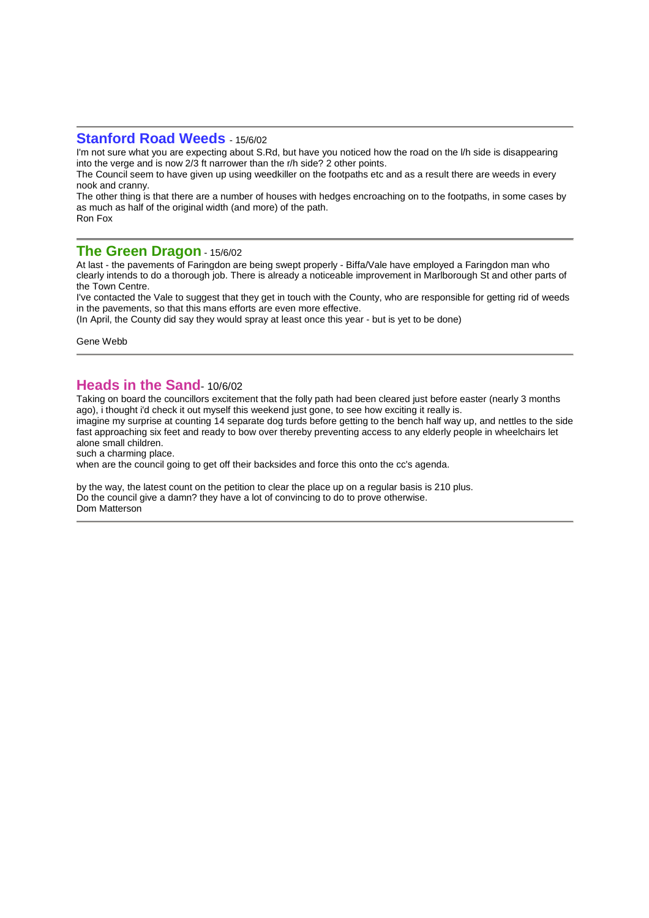---

## Stanford Road Weeds - 15/6/02

I'm not sure what you are expecting about S.Rd, but have you noticed how the road on the l/h side is disappearing into the verge and is now 2/3 ft narrower than the r/h side? 2 other points.

The Council seem to have given up using weedkiller on the footpaths etc and as a result there are weeds in every nook and cranny.

The other thing is that there are a number of houses with hedges encroaching on to the footpaths, in some cases by as much as half of the original width (and more) of the path.

Ron Fox

---

## The Green Dragon - 15/6/02

At last - the pavements of Faringdon are being swept properly - Biffa/Vale have employed a Faringdon man who clearly intends to do a thorough job. There is already a noticeable improvement in Marlborough St and other parts of the Town Centre.

I've contacted the Vale to suggest that they get in touch with the County, who are responsible for getting rid of weeds in the pavements, so that this mans efforts are even more effective.

(In April, the County did say they would spray at least once this year - but is yet to be done)

Gene Webb

---

## Heads in the Sand- 10/6/02

Taking on board the councillors excitement that the folly path had been cleared just before easter (nearly 3 months ago), i thought i'd check it out myself this weekend just gone, to see how exciting it really is.

imagine my surprise at counting 14 separate dog turds before getting to the bench half way up, and nettles to the side fast approaching six feet and ready to bow over thereby preventing access to any elderly people in wheelchairs let alone small children.

such a charming place.

when are the council going to get off their backsides and force this onto the cc's agenda.

by the way, the latest count on the petition to clear the place up on a regular basis is 210 plus.

Do the council give a damn? they have a lot of convincing to do to prove otherwise.

Dom Matterson

---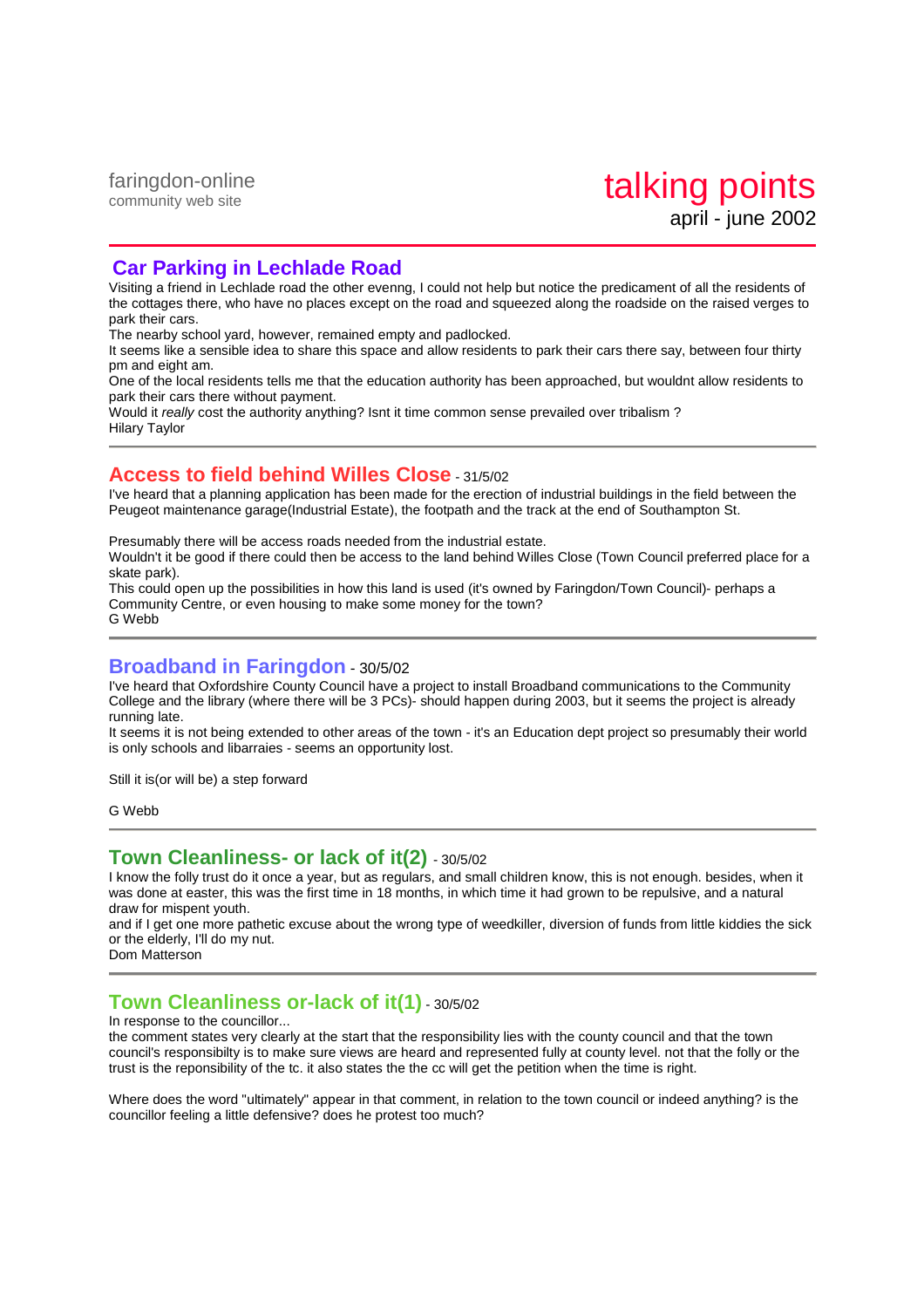faringdon-online
community web site

# talking points
april - june 2002

---

## Car Parking in Lechlade Road

Visiting a friend in Lechlade road the other evenng, I could not help but notice the predicament of all the residents of the cottages there, who have no places except on the road and squeezed along the roadside on the raised verges to park their cars.
The nearby school yard, however, remained empty and padlocked.
It seems like a sensible idea to share this space and allow residents to park their cars there say, between four thirty pm and eight am.
One of the local residents tells me that the education authority has been approached, but wouldnt allow residents to park their cars there without payment.
Would it *really* cost the authority anything? Isnt it time common sense prevailed over tribalism ?
Hilary Taylor

---

## Access to field behind Willes Close - 31/5/02

I've heard that a planning application has been made for the erection of industrial buildings in the field between the Peugeot maintenance garage(Industrial Estate), the footpath and the track at the end of Southampton St.

Presumably there will be access roads needed from the industrial estate.
Wouldn't it be good if there could then be access to the land behind Willes Close (Town Council preferred place for a skate park).
This could open up the possibilities in how this land is used (it's owned by Faringdon/Town Council)- perhaps a Community Centre, or even housing to make some money for the town?
G Webb

---

## Broadband in Faringdon - 30/5/02

I've heard that Oxfordshire County Council have a project to install Broadband communications to the Community College and the library (where there will be 3 PCs)- should happen during 2003, but it seems the project is already running late.
It seems it is not being extended to other areas of the town - it's an Education dept project so presumably their world is only schools and libarraies - seems an opportunity lost.

Still it is(or will be) a step forward

G Webb

---

## Town Cleanliness- or lack of it(2) - 30/5/02

I know the folly trust do it once a year, but as regulars, and small children know, this is not enough. besides, when it was done at easter, this was the first time in 18 months, in which time it had grown to be repulsive, and a natural draw for mispent youth.
and if I get one more pathetic excuse about the wrong type of weedkiller, diversion of funds from little kiddies the sick or the elderly, I'll do my nut.
Dom Matterson

---

## Town Cleanliness or-lack of it(1) - 30/5/02

In response to the councillor...
the comment states very clearly at the start that the responsibility lies with the county council and that the town council's responsibilty is to make sure views are heard and represented fully at county level. not that the folly or the trust is the reponsibility of the tc. it also states the the cc will get the petition when the time is right.

Where does the word "ultimately" appear in that comment, in relation to the town council or indeed anything? is the councillor feeling a little defensive? does he protest too much?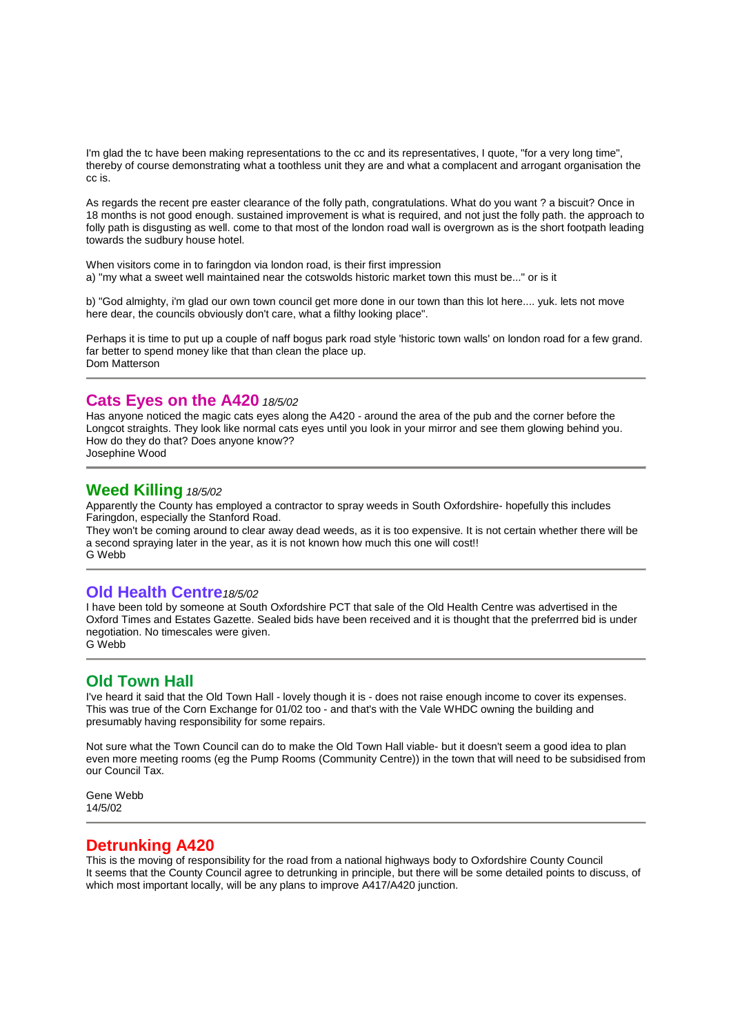I'm glad the tc have been making representations to the cc and its representatives, I quote, "for a very long time", thereby of course demonstrating what a toothless unit they are and what a complacent and arrogant organisation the cc is.

As regards the recent pre easter clearance of the folly path, congratulations. What do you want ? a biscuit? Once in 18 months is not good enough. sustained improvement is what is required, and not just the folly path. the approach to folly path is disgusting as well. come to that most of the london road wall is overgrown as is the short footpath leading towards the sudbury house hotel.

When visitors come in to faringdon via london road, is their first impression
a) "my what a sweet well maintained near the cotswolds historic market town this must be..." or is it

b) "God almighty, i'm glad our own town council get more done in our town than this lot here.... yuk. lets not move here dear, the councils obviously don't care, what a filthy looking place".

Perhaps it is time to put up a couple of naff bogus park road style 'historic town walls' on london road for a few grand. far better to spend money like that than clean the place up.
Dom Matterson

---

## Cats Eyes on the A420 *18/5/02*

Has anyone noticed the magic cats eyes along the A420 - around the area of the pub and the corner before the Longcot straights. They look like normal cats eyes until you look in your mirror and see them glowing behind you. How do they do that? Does anyone know??
Josephine Wood

---

## Weed Killing *18/5/02*

Apparently the County has employed a contractor to spray weeds in South Oxfordshire- hopefully this includes Faringdon, especially the Stanford Road.
They won't be coming around to clear away dead weeds, as it is too expensive. It is not certain whether there will be a second spraying later in the year, as it is not known how much this one will cost!!
G Webb

---

## Old Health Centre*18/5/02*

I have been told by someone at South Oxfordshire PCT that sale of the Old Health Centre was advertised in the Oxford Times and Estates Gazette. Sealed bids have been received and it is thought that the preferrred bid is under negotiation. No timescales were given.
G Webb

---

## Old Town Hall

I've heard it said that the Old Town Hall - lovely though it is - does not raise enough income to cover its expenses. This was true of the Corn Exchange for 01/02 too - and that's with the Vale WHDC owning the building and presumably having responsibility for some repairs.

Not sure what the Town Council can do to make the Old Town Hall viable- but it doesn't seem a good idea to plan even more meeting rooms (eg the Pump Rooms (Community Centre)) in the town that will need to be subsidised from our Council Tax.

Gene Webb
14/5/02

---

## Detrunking A420

This is the moving of responsibility for the road from a national highways body to Oxfordshire County Council
It seems that the County Council agree to detrunking in principle, but there will be some detailed points to discuss, of which most important locally, will be any plans to improve A417/A420 junction.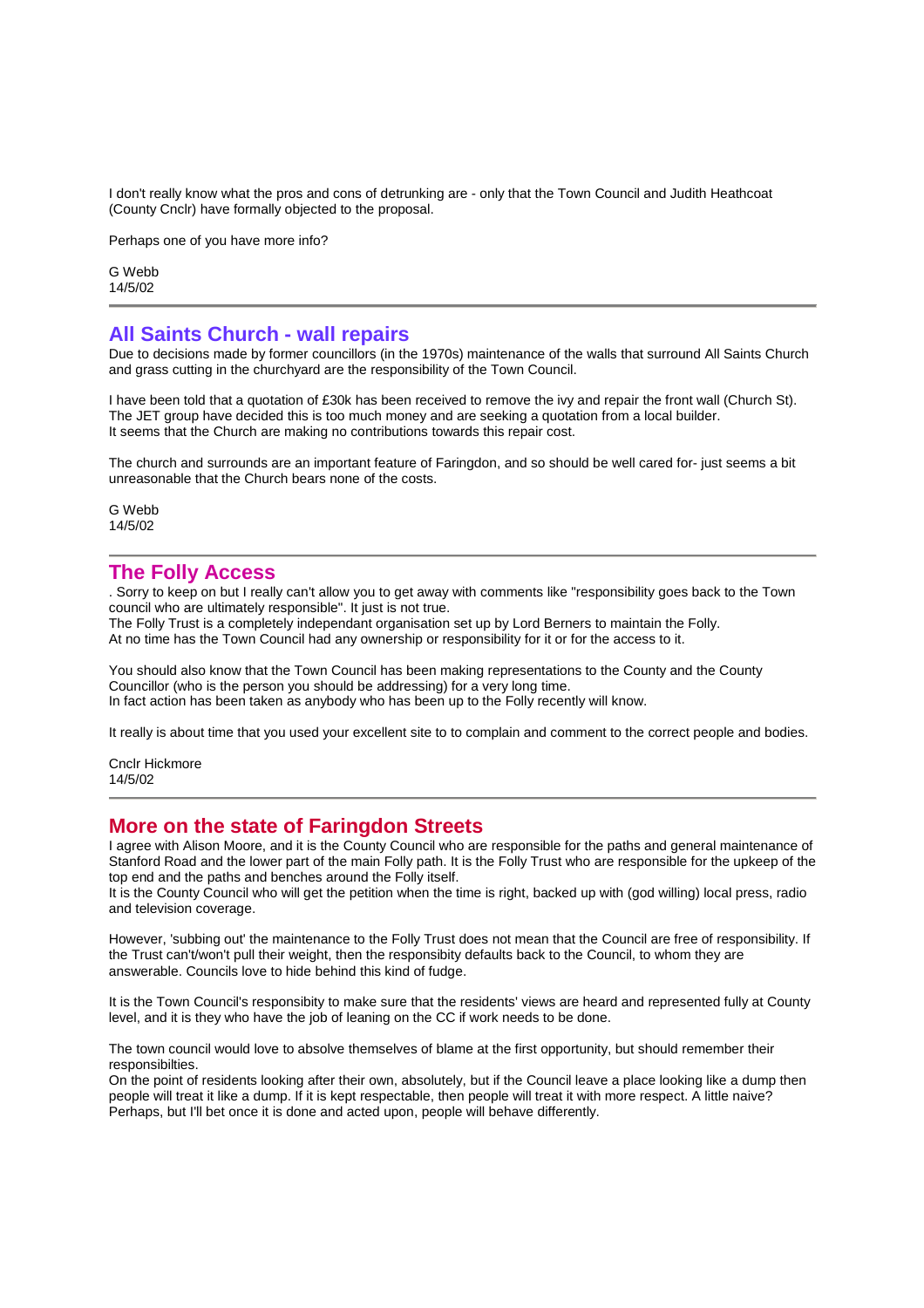I don't really know what the pros and cons of detrunking are - only that the Town Council and Judith Heathcoat (County Cnclr) have formally objected to the proposal.

Perhaps one of you have more info?

G Webb
14/5/02

---

## All Saints Church - wall repairs

Due to decisions made by former councillors (in the 1970s) maintenance of the walls that surround All Saints Church and grass cutting in the churchyard are the responsibility of the Town Council.

I have been told that a quotation of £30k has been received to remove the ivy and repair the front wall (Church St). The JET group have decided this is too much money and are seeking a quotation from a local builder.
It seems that the Church are making no contributions towards this repair cost.

The church and surrounds are an important feature of Faringdon, and so should be well cared for- just seems a bit unreasonable that the Church bears none of the costs.

G Webb
14/5/02

---

## The Folly Access

. Sorry to keep on but I really can't allow you to get away with comments like "responsibility goes back to the Town council who are ultimately responsible". It just is not true.
The Folly Trust is a completely independant organisation set up by Lord Berners to maintain the Folly.
At no time has the Town Council had any ownership or responsibility for it or for the access to it.

You should also know that the Town Council has been making representations to the County and the County Councillor (who is the person you should be addressing) for a very long time.
In fact action has been taken as anybody who has been up to the Folly recently will know.

It really is about time that you used your excellent site to to complain and comment to the correct people and bodies.

Cnclr Hickmore
14/5/02

---

## More on the state of Faringdon Streets

I agree with Alison Moore, and it is the County Council who are responsible for the paths and general maintenance of Stanford Road and the lower part of the main Folly path. It is the Folly Trust who are responsible for the upkeep of the top end and the paths and benches around the Folly itself.
It is the County Council who will get the petition when the time is right, backed up with (god willing) local press, radio and television coverage.

However, 'subbing out' the maintenance to the Folly Trust does not mean that the Council are free of responsibility. If the Trust can't/won't pull their weight, then the responsibity defaults back to the Council, to whom they are answerable. Councils love to hide behind this kind of fudge.

It is the Town Council's responsibity to make sure that the residents' views are heard and represented fully at County level, and it is they who have the job of leaning on the CC if work needs to be done.

The town council would love to absolve themselves of blame at the first opportunity, but should remember their responsibilties.
On the point of residents looking after their own, absolutely, but if the Council leave a place looking like a dump then people will treat it like a dump. If it is kept respectable, then people will treat it with more respect. A little naive? Perhaps, but I'll bet once it is done and acted upon, people will behave differently.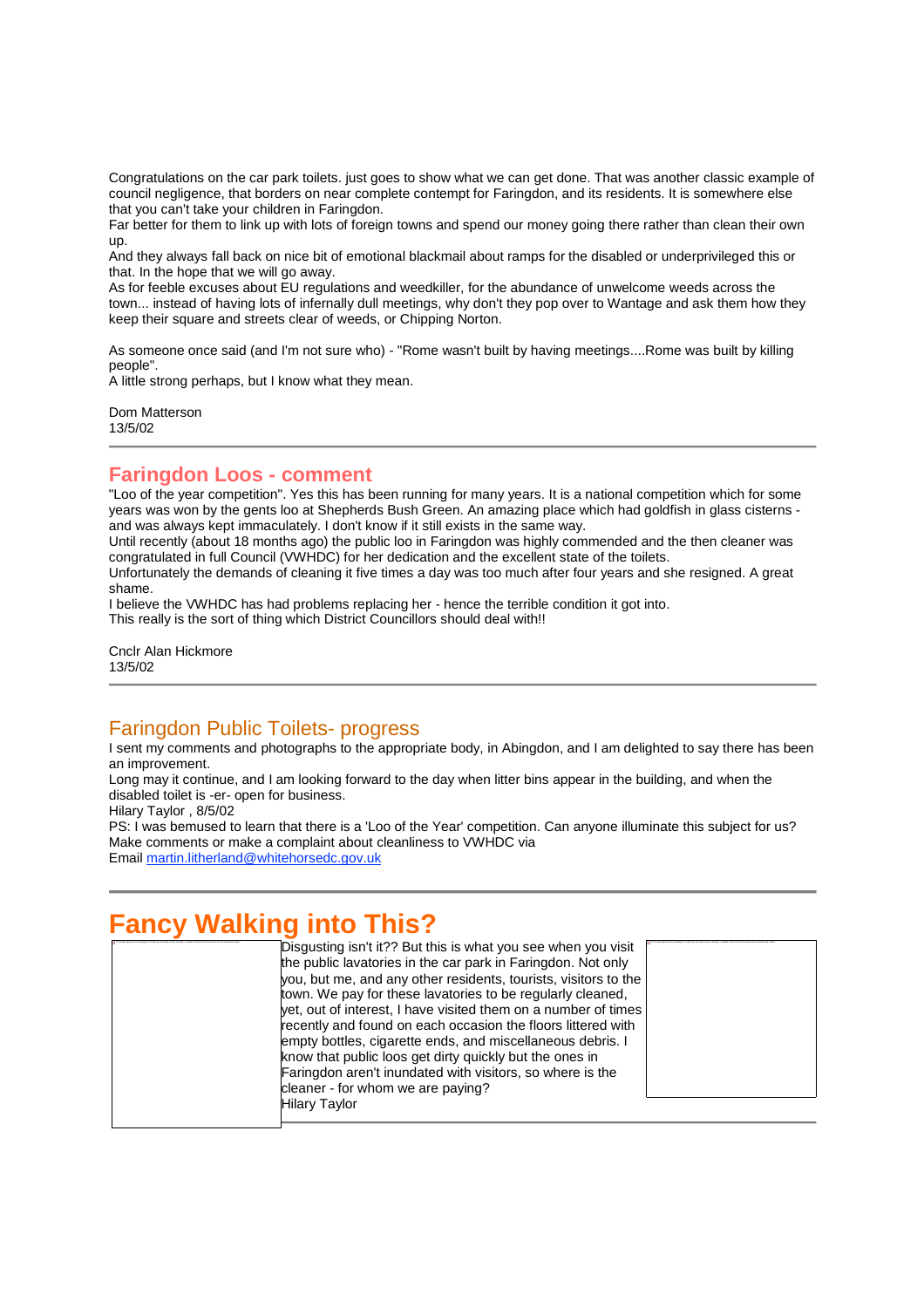Congratulations on the car park toilets. just goes to show what we can get done. That was another classic example of council negligence, that borders on near complete contempt for Faringdon, and its residents. It is somewhere else that you can't take your children in Faringdon.

Far better for them to link up with lots of foreign towns and spend our money going there rather than clean their own up.

And they always fall back on nice bit of emotional blackmail about ramps for the disabled or underprivileged this or that. In the hope that we will go away.

As for feeble excuses about EU regulations and weedkiller, for the abundance of unwelcome weeds across the town... instead of having lots of infernally dull meetings, why don't they pop over to Wantage and ask them how they keep their square and streets clear of weeds, or Chipping Norton.

As someone once said (and I'm not sure who) - "Rome wasn't built by having meetings....Rome was built by killing people".

A little strong perhaps, but I know what they mean.

Dom Matterson
13/5/02

---

## Faringdon Loos - comment

"Loo of the year competition". Yes this has been running for many years. It is a national competition which for some years was won by the gents loo at Shepherds Bush Green. An amazing place which had goldfish in glass cisterns - and was always kept immaculately. I don't know if it still exists in the same way.

Until recently (about 18 months ago) the public loo in Faringdon was highly commended and the then cleaner was congratulated in full Council (VWHDC) for her dedication and the excellent state of the toilets.

Unfortunately the demands of cleaning it five times a day was too much after four years and she resigned. A great shame.

I believe the VWHDC has had problems replacing her - hence the terrible condition it got into.

This really is the sort of thing which District Councillors should deal with!!

Cnclr Alan Hickmore
13/5/02

---

## Faringdon Public Toilets- progress

I sent my comments and photographs to the appropriate body, in Abingdon, and I am delighted to say there has been an improvement.

Long may it continue, and I am looking forward to the day when litter bins appear in the building, and when the disabled toilet is -er- open for business.

Hilary Taylor , 8/5/02

PS: I was bemused to learn that there is a 'Loo of the Year' competition. Can anyone illuminate this subject for us?

Make comments or make a complaint about cleanliness to VWHDC via

Email martin.litherland@whitehorsedc.gov.uk

---

# Fancy Walking into This?

Disgusting isn't it?? But this is what you see when you visit the public lavatories in the car park in Faringdon. Not only you, but me, and any other residents, tourists, visitors to the town. We pay for these lavatories to be regularly cleaned, yet, out of interest, I have visited them on a number of times recently and found on each occasion the floors littered with empty bottles, cigarette ends, and miscellaneous debris. I know that public loos get dirty quickly but the ones in Faringdon aren't inundated with visitors, so where is the cleaner - for whom we are paying?

Hilary Taylor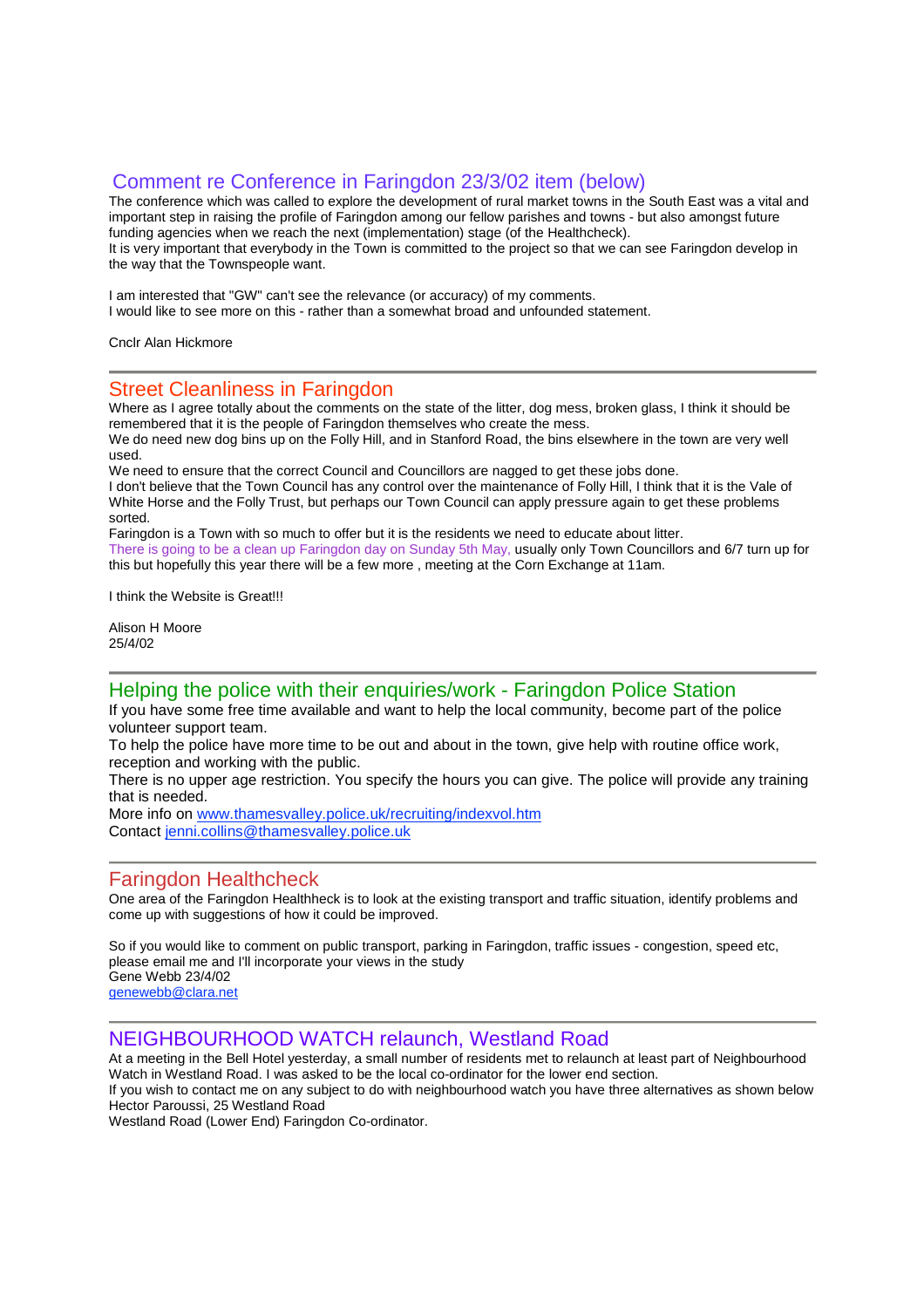## Comment re Conference in Faringdon 23/3/02 item (below)

The conference which was called to explore the development of rural market towns in the South East was a vital and important step in raising the profile of Faringdon among our fellow parishes and towns - but also amongst future funding agencies when we reach the next (implementation) stage (of the Healthcheck).
It is very important that everybody in the Town is committed to the project so that we can see Faringdon develop in the way that the Townspeople want.

I am interested that "GW" can't see the relevance (or accuracy) of my comments.
I would like to see more on this - rather than a somewhat broad and unfounded statement.

Cnclr Alan Hickmore

---

## Street Cleanliness in Faringdon

Where as I agree totally about the comments on the state of the litter, dog mess, broken glass, I think it should be remembered that it is the people of Faringdon themselves who create the mess.
We do need new dog bins up on the Folly Hill, and in Stanford Road, the bins elsewhere in the town are very well used.
We need to ensure that the correct Council and Councillors are nagged to get these jobs done.
I don't believe that the Town Council has any control over the maintenance of Folly Hill, I think that it is the Vale of White Horse and the Folly Trust, but perhaps our Town Council can apply pressure again to get these problems sorted.
Faringdon is a Town with so much to offer but it is the residents we need to educate about litter.
There is going to be a clean up Faringdon day on Sunday 5th May, usually only Town Councillors and 6/7 turn up for this but hopefully this year there will be a few more , meeting at the Corn Exchange at 11am.

I think the Website is Great!!!

Alison H Moore
25/4/02

---

## Helping the police with their enquiries/work - Faringdon Police Station

If you have some free time available and want to help the local community, become part of the police volunteer support team.
To help the police have more time to be out and about in the town, give help with routine office work, reception and working with the public.
There is no upper age restriction. You specify the hours you can give. The police will provide any training that is needed.
More info on www.thamesvalley.police.uk/recruiting/indexvol.htm
Contact jenni.collins@thamesvalley.police.uk

---

## Faringdon Healthcheck

One area of the Faringdon Healthheck is to look at the existing transport and traffic situation, identify problems and come up with suggestions of how it could be improved.

So if you would like to comment on public transport, parking in Faringdon, traffic issues - congestion, speed etc, please email me and I'll incorporate your views in the study
Gene Webb 23/4/02
genewebb@clara.net

---

## NEIGHBOURHOOD WATCH relaunch, Westland Road

At a meeting in the Bell Hotel yesterday, a small number of residents met to relaunch at least part of Neighbourhood Watch in Westland Road. I was asked to be the local co-ordinator for the lower end section.
If you wish to contact me on any subject to do with neighbourhood watch you have three alternatives as shown below
Hector Paroussi, 25 Westland Road
Westland Road (Lower End) Faringdon Co-ordinator.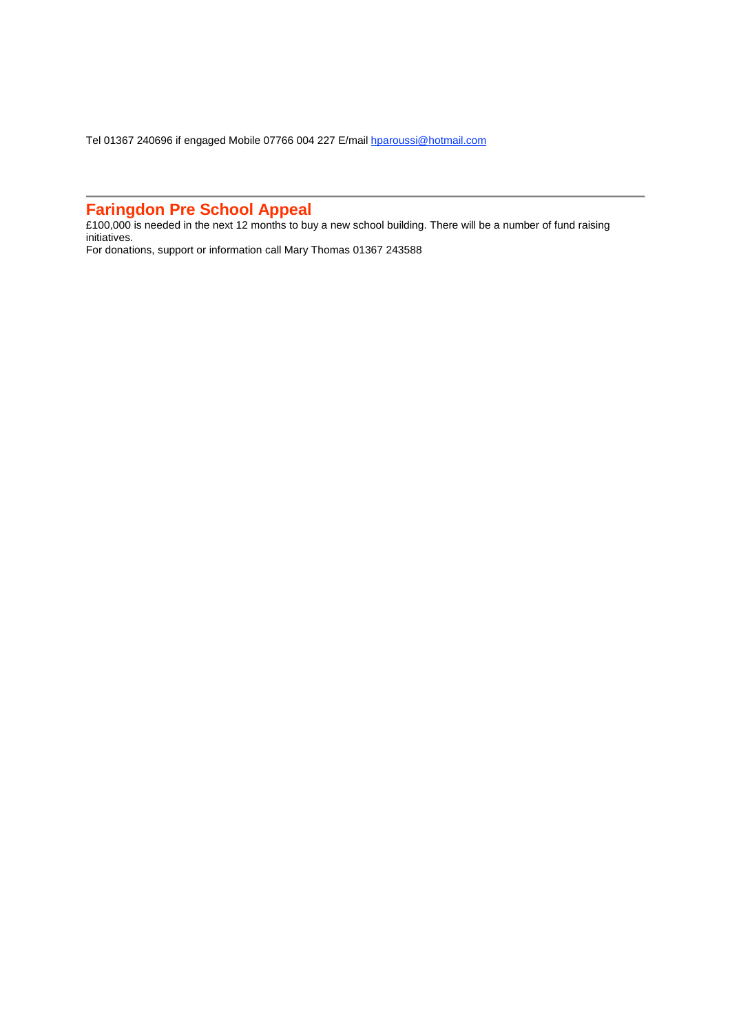Tel 01367 240696 if engaged Mobile 07766 004 227 E/mail [hparoussi@hotmail.com](mailto:hparoussi@hotmail.com)

---

## Faringdon Pre School Appeal

£100,000 is needed in the next 12 months to buy a new school building. There will be a number of fund raising initiatives.

For donations, support or information call Mary Thomas 01367 243588